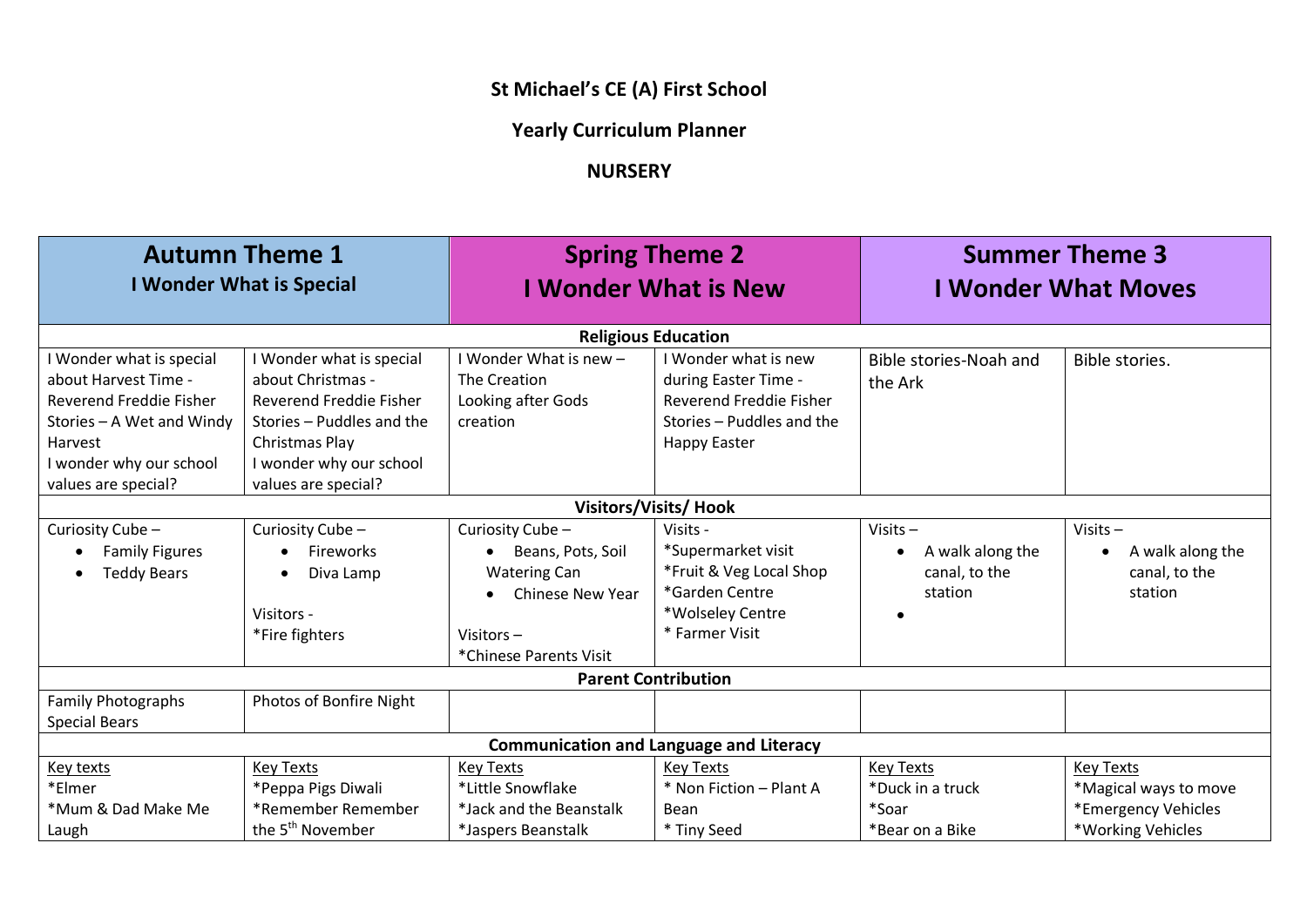# St Michael's CE (A) First School

## Yearly Curriculum Planner

## NURSERY

| Autumn Theme 1<br>I Wonder What is Special | | Spring Theme 2<br>I Wonder What is New | | Summer Theme 3<br>I Wonder What Moves | |
|---|---|---|---|---|---|
| **Religious Education** | | | | | |
| I Wonder what is special about Harvest Time - Reverend Freddie Fisher Stories – A Wet and Windy Harvest<br>I wonder why our school values are special? | I Wonder what is special about Christmas - Reverend Freddie Fisher Stories – Puddles and the Christmas Play<br>I wonder why our school values are special? | I Wonder What is new – The Creation<br>Looking after Gods creation | I Wonder what is new during Easter Time - Reverend Freddie Fisher Stories – Puddles and the Happy Easter | Bible stories-Noah and the Ark | Bible stories. |
| **Visitors/Visits/ Hook** | | | | | |
| Curiosity Cube –<br>• Family Figures<br>• Teddy Bears | Curiosity Cube –<br>• Fireworks<br>• Diva Lamp<br><br>Visitors -<br>*Fire fighters | Curiosity Cube –<br>• Beans, Pots, Soil Watering Can<br>• Chinese New Year<br><br>Visitors –<br>*Chinese Parents Visit | Visits -<br>*Supermarket visit<br>*Fruit & Veg Local Shop<br>*Garden Centre<br>*Wolseley Centre<br>* Farmer Visit | Visits –<br>• A walk along the canal, to the station<br>• | Visits –<br>• A walk along the canal, to the station |
| **Parent Contribution** | | | | | |
| Family Photographs<br>Special Bears | Photos of Bonfire Night | | | | |
| **Communication and Language and Literacy** | | | | | |
| Key texts<br>*Elmer<br>*Mum & Dad Make Me Laugh | Key Texts<br>*Peppa Pigs Diwali<br>*Remember Remember the 5th November | Key Texts<br>*Little Snowflake<br>*Jack and the Beanstalk<br>*Jaspers Beanstalk | Key Texts<br>* Non Fiction – Plant A Bean<br>* Tiny Seed | Key Texts<br>*Duck in a truck<br>*Soar<br>*Bear on a Bike | Key Texts<br>*Magical ways to move<br>*Emergency Vehicles<br>*Working Vehicles |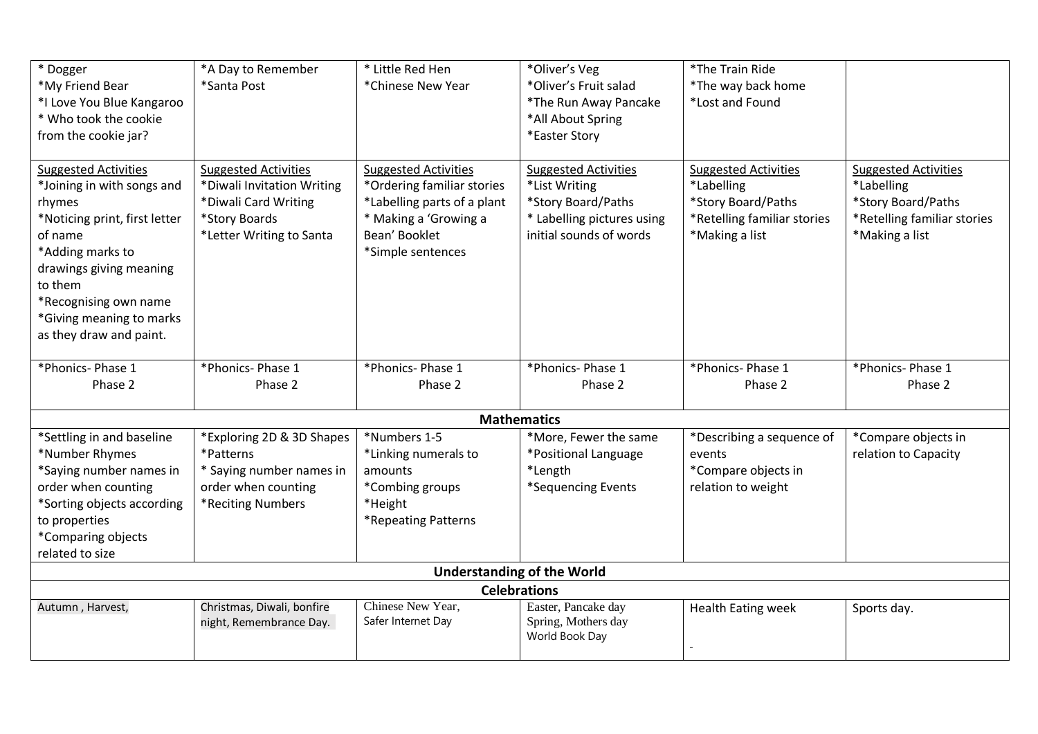| | | | | | |
|---|---|---|---|---|---|
| * Dogger<br>*My Friend Bear<br>*I Love You Blue Kangaroo<br>* Who took the cookie from the cookie jar? | *A Day to Remember<br>*Santa Post | * Little Red Hen<br>*Chinese New Year | *Oliver's Veg<br>*Oliver's Fruit salad<br>*The Run Away Pancake<br>*All About Spring<br>*Easter Story | *The Train Ride<br>*The way back home<br>*Lost and Found | |
| Suggested Activities<br>*Joining in with songs and rhymes<br>*Noticing print, first letter of name<br>*Adding marks to drawings giving meaning to them<br>*Recognising own name<br>*Giving meaning to marks as they draw and paint. | Suggested Activities<br>*Diwali Invitation Writing<br>*Diwali Card Writing<br>*Story Boards<br>*Letter Writing to Santa | Suggested Activities<br>*Ordering familiar stories<br>*Labelling parts of a plant<br>* Making a 'Growing a Bean' Booklet<br>*Simple sentences | Suggested Activities<br>*List Writing<br>*Story Board/Paths<br>* Labelling pictures using initial sounds of words | Suggested Activities<br>*Labelling<br>*Story Board/Paths<br>*Retelling familiar stories<br>*Making a list | Suggested Activities<br>*Labelling<br>*Story Board/Paths<br>*Retelling familiar stories<br>*Making a list |
| *Phonics- Phase 1<br>Phase 2 | *Phonics- Phase 1<br>Phase 2 | *Phonics- Phase 1<br>Phase 2 | *Phonics- Phase 1<br>Phase 2 | *Phonics- Phase 1<br>Phase 2 | *Phonics- Phase 1<br>Phase 2 |
| **Mathematics** | | | | | |
| *Settling in and baseline<br>*Number Rhymes<br>*Saying number names in order when counting<br>*Sorting objects according to properties<br>*Comparing objects related to size | *Exploring 2D & 3D Shapes<br>*Patterns<br>* Saying number names in order when counting<br>*Reciting Numbers | *Numbers 1-5<br>*Linking numerals to amounts<br>*Combing groups<br>*Height<br>*Repeating Patterns | *More, Fewer the same<br>*Positional Language<br>*Length<br>*Sequencing Events | *Describing a sequence of events<br>*Compare objects in relation to weight | *Compare objects in relation to Capacity |
| **Understanding of the World** | | | | | |
| **Celebrations** | | | | | |
| Autumn , Harvest, | Christmas, Diwali, bonfire night, Remembrance Day. | Chinese New Year,<br>Safer Internet Day | Easter, Pancake day<br>Spring, Mothers day<br>World Book Day | Health Eating week<br>- | Sports day. |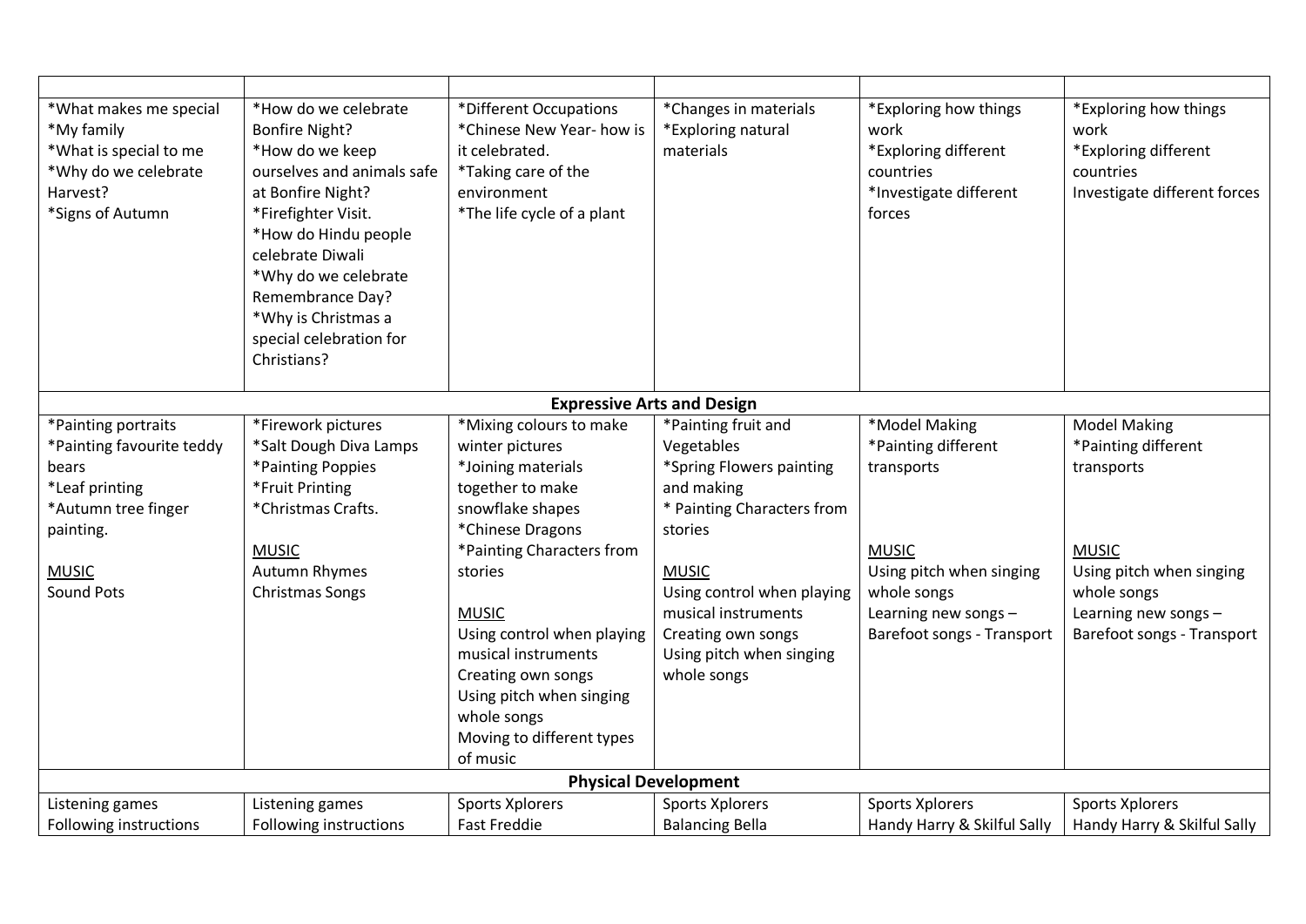| | | | | | |
|---|---|---|---|---|---|
| *What makes me special<br>*My family<br>*What is special to me<br>*Why do we celebrate Harvest?<br>*Signs of Autumn | *How do we celebrate Bonfire Night?<br>*How do we keep ourselves and animals safe at Bonfire Night?<br>*Firefighter Visit.<br>*How do Hindu people celebrate Diwali<br>*Why do we celebrate Remembrance Day?<br>*Why is Christmas a special celebration for Christians? | *Different Occupations<br>*Chinese New Year- how is it celebrated.<br>*Taking care of the environment<br>*The life cycle of a plant | *Changes in materials<br>*Exploring natural materials | *Exploring how things work<br>*Exploring different countries<br>*Investigate different forces | *Exploring how things work<br>*Exploring different countries<br>Investigate different forces |
| **Expressive Arts and Design** | | | | | |
| *Painting portraits<br>*Painting favourite teddy bears<br>*Leaf printing<br>*Autumn tree finger painting.<br><br><u>MUSIC</u><br>Sound Pots | *Firework pictures<br>*Salt Dough Diva Lamps<br>*Painting Poppies<br>*Fruit Printing<br>*Christmas Crafts.<br><br><u>MUSIC</u><br>Autumn Rhymes<br>Christmas Songs | *Mixing colours to make winter pictures<br>*Joining materials together to make snowflake shapes<br>*Chinese Dragons<br>*Painting Characters from stories<br><br><u>MUSIC</u><br>Using control when playing musical instruments<br>Creating own songs<br>Using pitch when singing whole songs<br>Moving to different types of music | *Painting fruit and Vegetables<br>*Spring Flowers painting and making<br>* Painting Characters from stories<br><br><u>MUSIC</u><br>Using control when playing musical instruments<br>Creating own songs<br>Using pitch when singing whole songs | *Model Making<br>*Painting different transports<br><br><u>MUSIC</u><br>Using pitch when singing whole songs<br>Learning new songs – Barefoot songs - Transport | Model Making<br>*Painting different transports<br><br><u>MUSIC</u><br>Using pitch when singing whole songs<br>Learning new songs – Barefoot songs - Transport |
| **Physical Development** | | | | | |
| Listening games<br>Following instructions | Listening games<br>Following instructions | Sports Xplorers<br>Fast Freddie | Sports Xplorers<br>Balancing Bella | Sports Xplorers<br>Handy Harry & Skilful Sally | Sports Xplorers<br>Handy Harry & Skilful Sally |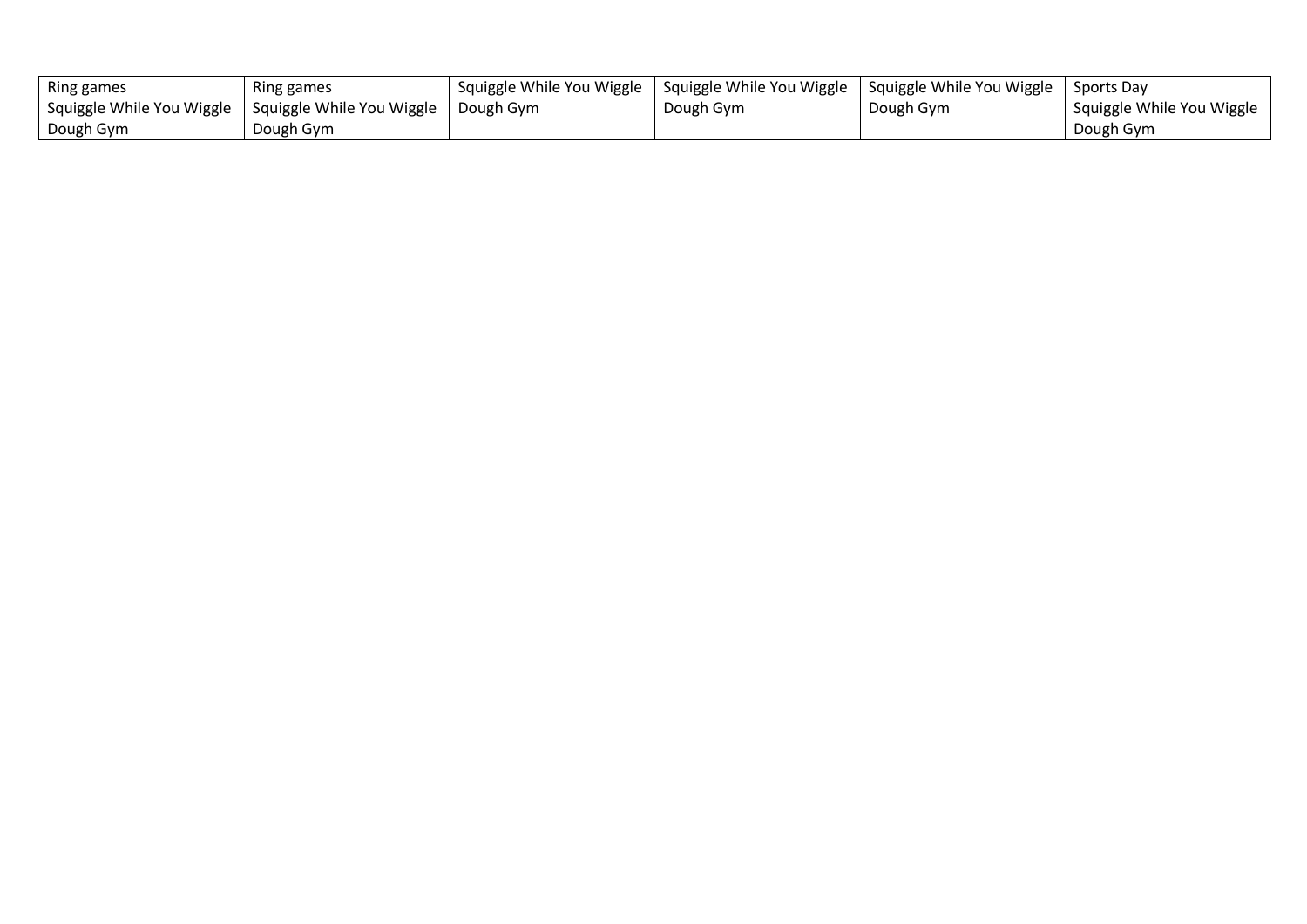| | | | | | |
|---|---|---|---|---|---|
| Ring games<br>Squiggle While You Wiggle<br>Dough Gym | Ring games<br>Squiggle While You Wiggle<br>Dough Gym | Squiggle While You Wiggle<br>Dough Gym | Squiggle While You Wiggle<br>Dough Gym | Squiggle While You Wiggle<br>Dough Gym | Sports Day<br>Squiggle While You Wiggle<br>Dough Gym |